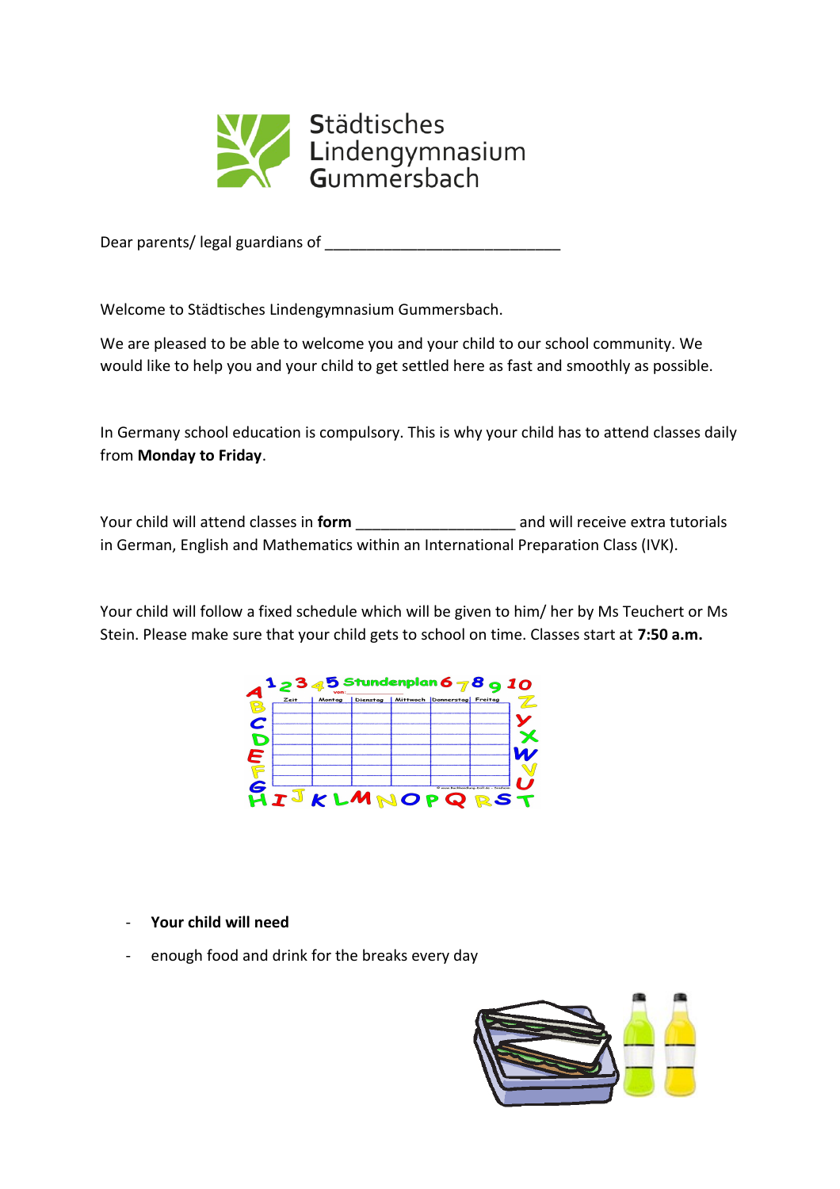Städtisches Lindengymnasium Gummersbach

Dear parents/ legal guardians of ____________________________

Welcome to Städtisches Lindengymnasium Gummersbach.

We are pleased to be able to welcome you and your child to our school community. We would like to help you and your child to get settled here as fast and smoothly as possible.

In Germany school education is compulsory. This is why your child has to attend classes daily from **Monday to Friday**.

Your child will attend classes in **form** ___________________ and will receive extra tutorials in German, English and Mathematics within an International Preparation Class (IVK).

Your child will follow a fixed schedule which will be given to him/ her by Ms Teuchert or Ms Stein. Please make sure that your child gets to school on time. Classes start at **7:50 a.m.**

- **Your child will need**
- enough food and drink for the breaks every day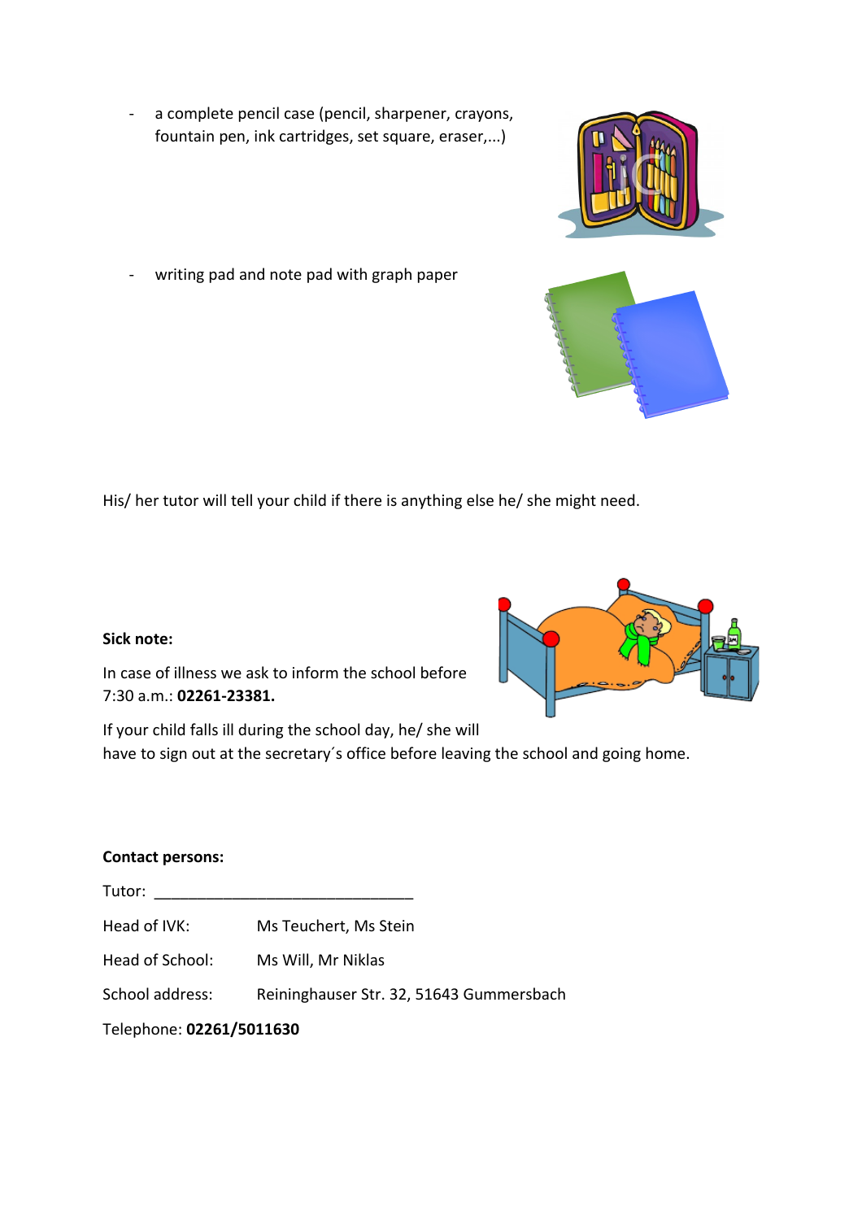- a complete pencil case (pencil, sharpener, crayons, fountain pen, ink cartridges, set square, eraser,...)
- writing pad and note pad with graph paper

His/ her tutor will tell your child if there is anything else he/ she might need.

**Sick note:**

In case of illness we ask to inform the school before 7:30 a.m.: **02261-23381.**

If your child falls ill during the school day, he/ she will have to sign out at the secretary´s office before leaving the school and going home.

**Contact persons:**

Tutor: ______________________________

Head of IVK: Ms Teuchert, Ms Stein

Head of School: Ms Will, Mr Niklas

School address: Reininghauser Str. 32, 51643 Gummersbach

Telephone: **02261/5011630**